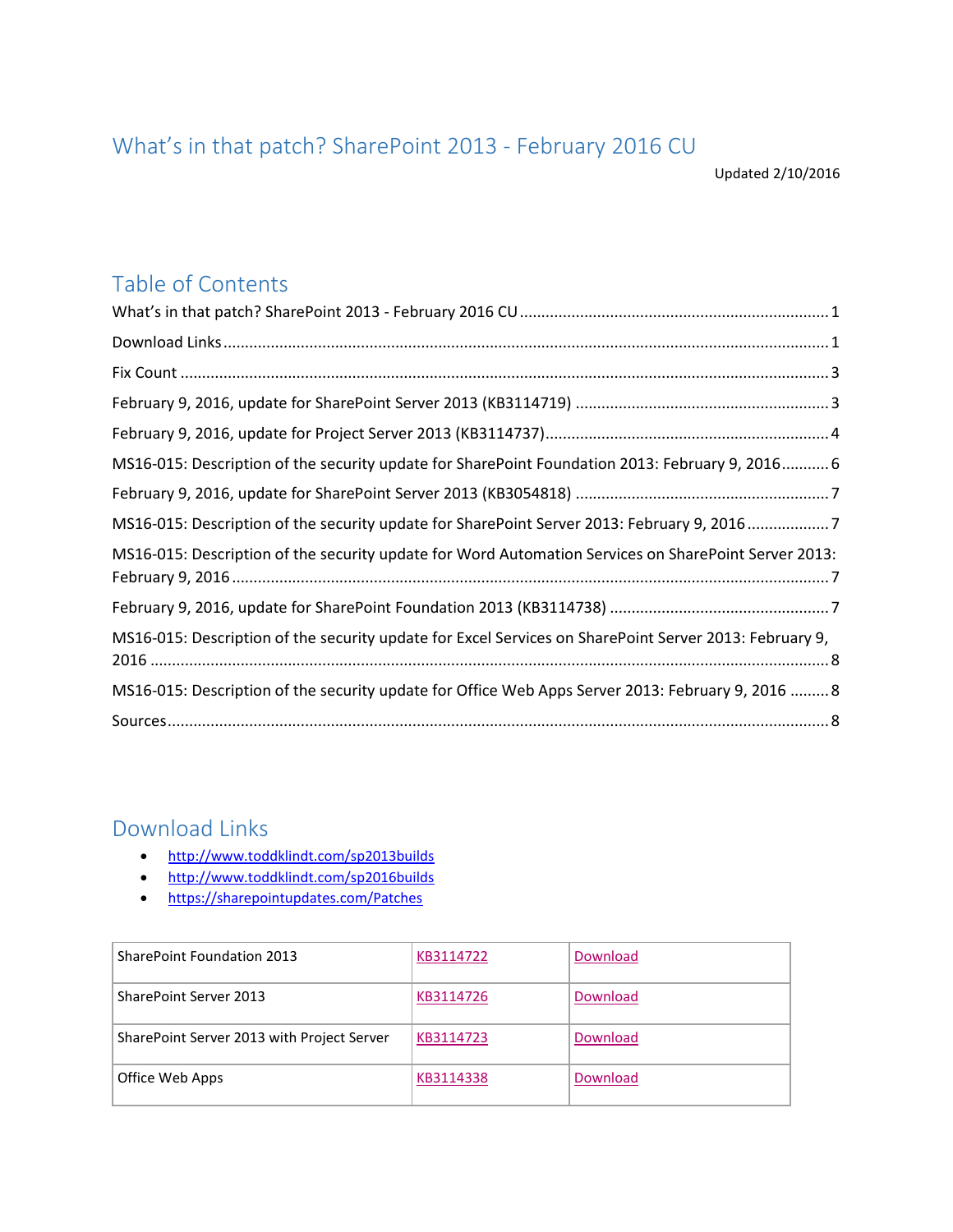# What's in that patch? SharePoint 2013 - February 2016 CU

Updated 2/10/2016

## Table of Contents

What's in that patch? SharePoint 2013 - February 2016 CU ....... 1

Download Links ....... 1

Fix Count ....... 3

February 9, 2016, update for SharePoint Server 2013 (KB3114719) ....... 3

February 9, 2016, update for Project Server 2013 (KB3114737) ....... 4

MS16-015: Description of the security update for SharePoint Foundation 2013: February 9, 2016 ....... 6

February 9, 2016, update for SharePoint Server 2013 (KB3054818) ....... 7

MS16-015: Description of the security update for SharePoint Server 2013: February 9, 2016 ....... 7

MS16-015: Description of the security update for Word Automation Services on SharePoint Server 2013: February 9, 2016 ....... 7

February 9, 2016, update for SharePoint Foundation 2013 (KB3114738) ....... 7

MS16-015: Description of the security update for Excel Services on SharePoint Server 2013: February 9, 2016 ....... 8

MS16-015: Description of the security update for Office Web Apps Server 2013: February 9, 2016 ....... 8

Sources ....... 8

## Download Links

- http://www.toddklindt.com/sp2013builds
- http://www.toddklindt.com/sp2016builds
- https://sharepointupdates.com/Patches

| | | |
|---|---|---|
| SharePoint Foundation 2013 | KB3114722 | Download |
| SharePoint Server 2013 | KB3114726 | Download |
| SharePoint Server 2013 with Project Server | KB3114723 | Download |
| Office Web Apps | KB3114338 | Download |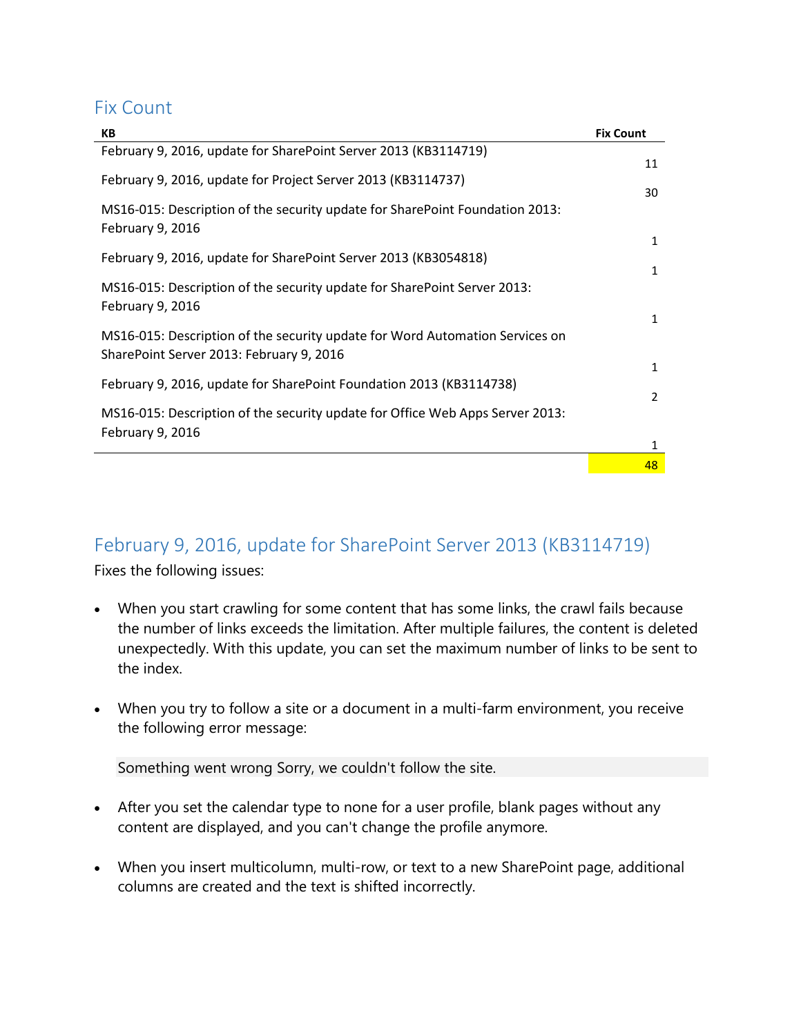## Fix Count

| KB | Fix Count |
|---|---|
| February 9, 2016, update for SharePoint Server 2013 (KB3114719) | 11 |
| February 9, 2016, update for Project Server 2013 (KB3114737) | 30 |
| MS16-015: Description of the security update for SharePoint Foundation 2013: February 9, 2016 | 1 |
| February 9, 2016, update for SharePoint Server 2013 (KB3054818) | 1 |
| MS16-015: Description of the security update for SharePoint Server 2013: February 9, 2016 | 1 |
| MS16-015: Description of the security update for Word Automation Services on SharePoint Server 2013: February 9, 2016 | 1 |
| February 9, 2016, update for SharePoint Foundation 2013 (KB3114738) | 2 |
| MS16-015: Description of the security update for Office Web Apps Server 2013: February 9, 2016 | 1 |
| | 48 |

## February 9, 2016, update for SharePoint Server 2013 (KB3114719)

Fixes the following issues:

- When you start crawling for some content that has some links, the crawl fails because the number of links exceeds the limitation. After multiple failures, the content is deleted unexpectedly. With this update, you can set the maximum number of links to be sent to the index.

- When you try to follow a site or a document in a multi-farm environment, you receive the following error message:

  ```
  Something went wrong Sorry, we couldn't follow the site.
  ```

- After you set the calendar type to none for a user profile, blank pages without any content are displayed, and you can't change the profile anymore.

- When you insert multicolumn, multi-row, or text to a new SharePoint page, additional columns are created and the text is shifted incorrectly.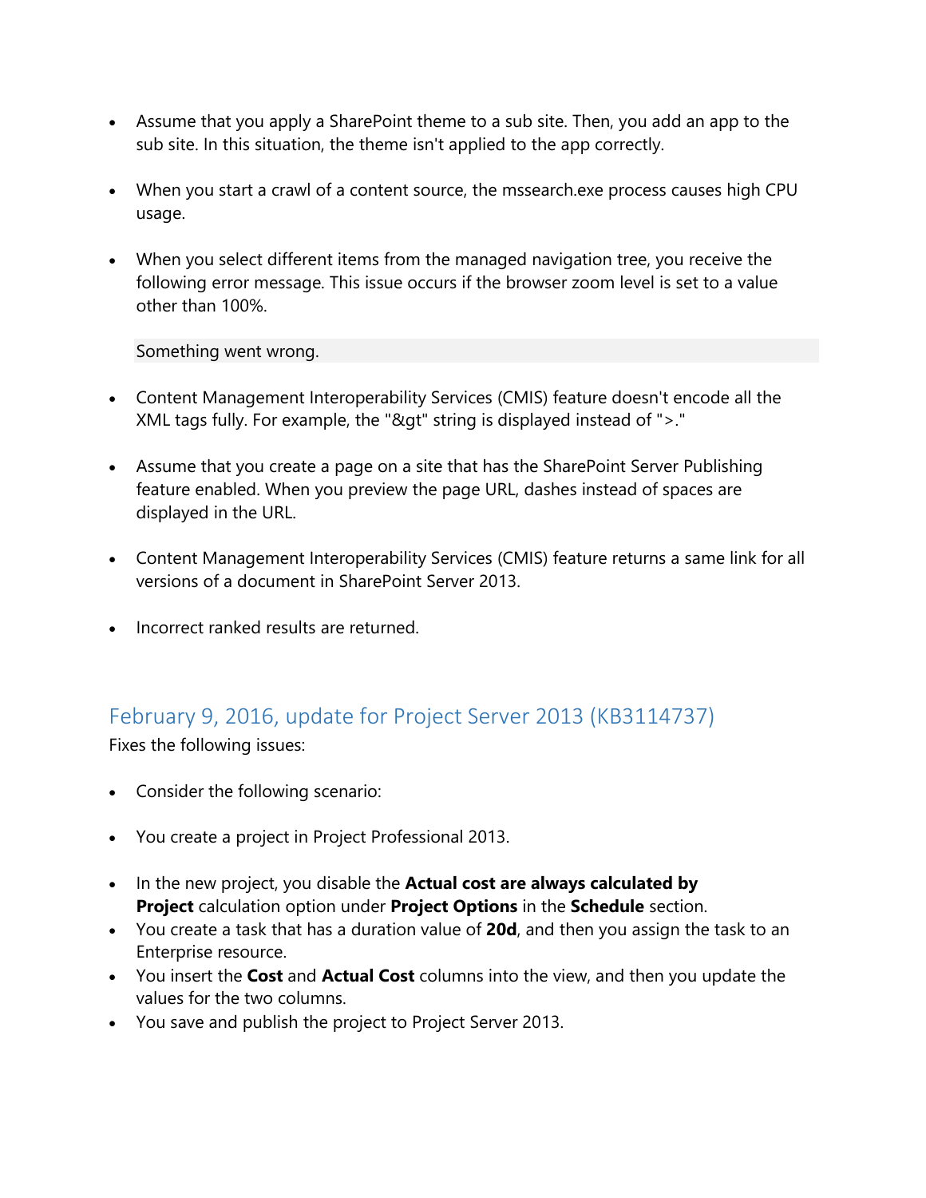- Assume that you apply a SharePoint theme to a sub site. Then, you add an app to the sub site. In this situation, the theme isn't applied to the app correctly.

- When you start a crawl of a content source, the mssearch.exe process causes high CPU usage.

- When you select different items from the managed navigation tree, you receive the following error message. This issue occurs if the browser zoom level is set to a value other than 100%.

  ```
  Something went wrong.
  ```

- Content Management Interoperability Services (CMIS) feature doesn't encode all the XML tags fully. For example, the "&gt" string is displayed instead of ">."

- Assume that you create a page on a site that has the SharePoint Server Publishing feature enabled. When you preview the page URL, dashes instead of spaces are displayed in the URL.

- Content Management Interoperability Services (CMIS) feature returns a same link for all versions of a document in SharePoint Server 2013.

- Incorrect ranked results are returned.

## February 9, 2016, update for Project Server 2013 (KB3114737)

Fixes the following issues:

- Consider the following scenario:

- You create a project in Project Professional 2013.

- In the new project, you disable the **Actual cost are always calculated by Project** calculation option under **Project Options** in the **Schedule** section.
- You create a task that has a duration value of **20d**, and then you assign the task to an Enterprise resource.
- You insert the **Cost** and **Actual Cost** columns into the view, and then you update the values for the two columns.
- You save and publish the project to Project Server 2013.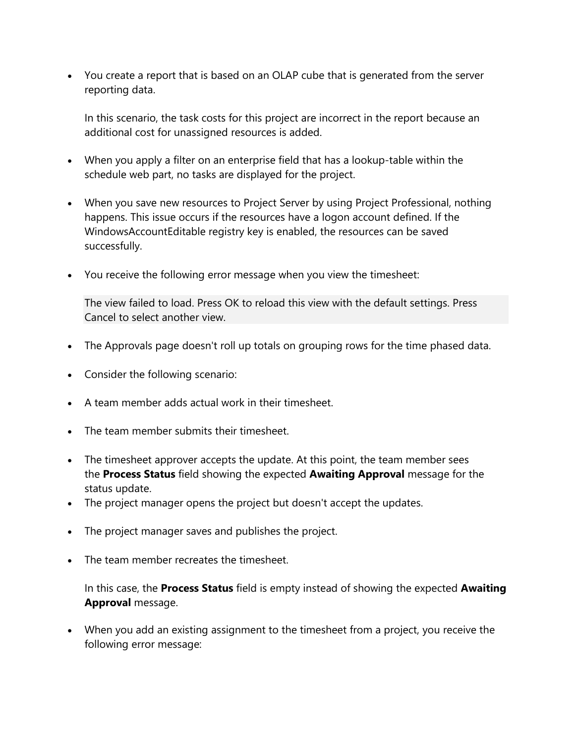- You create a report that is based on an OLAP cube that is generated from the server reporting data.

  In this scenario, the task costs for this project are incorrect in the report because an additional cost for unassigned resources is added.

- When you apply a filter on an enterprise field that has a lookup-table within the schedule web part, no tasks are displayed for the project.

- When you save new resources to Project Server by using Project Professional, nothing happens. This issue occurs if the resources have a logon account defined. If the WindowsAccountEditable registry key is enabled, the resources can be saved successfully.

- You receive the following error message when you view the timesheet:

  ```
  The view failed to load. Press OK to reload this view with the default settings. Press Cancel to select another view.
  ```

- The Approvals page doesn't roll up totals on grouping rows for the time phased data.

- Consider the following scenario:

- A team member adds actual work in their timesheet.

- The team member submits their timesheet.

- The timesheet approver accepts the update. At this point, the team member sees the **Process Status** field showing the expected **Awaiting Approval** message for the status update.
- The project manager opens the project but doesn't accept the updates.

- The project manager saves and publishes the project.

- The team member recreates the timesheet.

  In this case, the **Process Status** field is empty instead of showing the expected **Awaiting Approval** message.

- When you add an existing assignment to the timesheet from a project, you receive the following error message: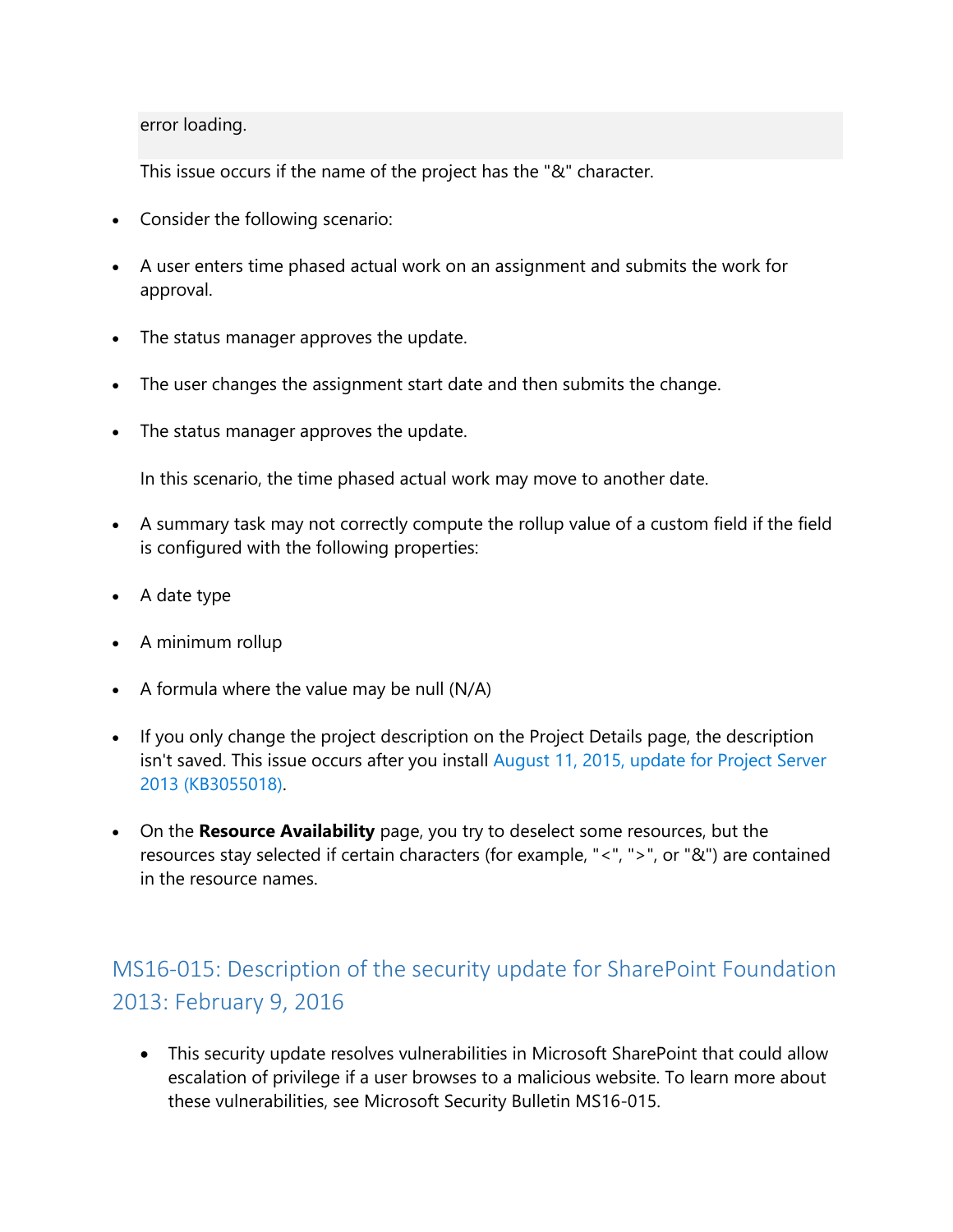```
error loading.
```

This issue occurs if the name of the project has the "&" character.

- Consider the following scenario:
- A user enters time phased actual work on an assignment and submits the work for approval.
- The status manager approves the update.
- The user changes the assignment start date and then submits the change.
- The status manager approves the update.

  In this scenario, the time phased actual work may move to another date.

- A summary task may not correctly compute the rollup value of a custom field if the field is configured with the following properties:
- A date type
- A minimum rollup
- A formula where the value may be null (N/A)
- If you only change the project description on the Project Details page, the description isn't saved. This issue occurs after you install August 11, 2015, update for Project Server 2013 (KB3055018).
- On the **Resource Availability** page, you try to deselect some resources, but the resources stay selected if certain characters (for example, "<", ">", or "&") are contained in the resource names.

## MS16-015: Description of the security update for SharePoint Foundation 2013: February 9, 2016

- This security update resolves vulnerabilities in Microsoft SharePoint that could allow escalation of privilege if a user browses to a malicious website. To learn more about these vulnerabilities, see Microsoft Security Bulletin MS16-015.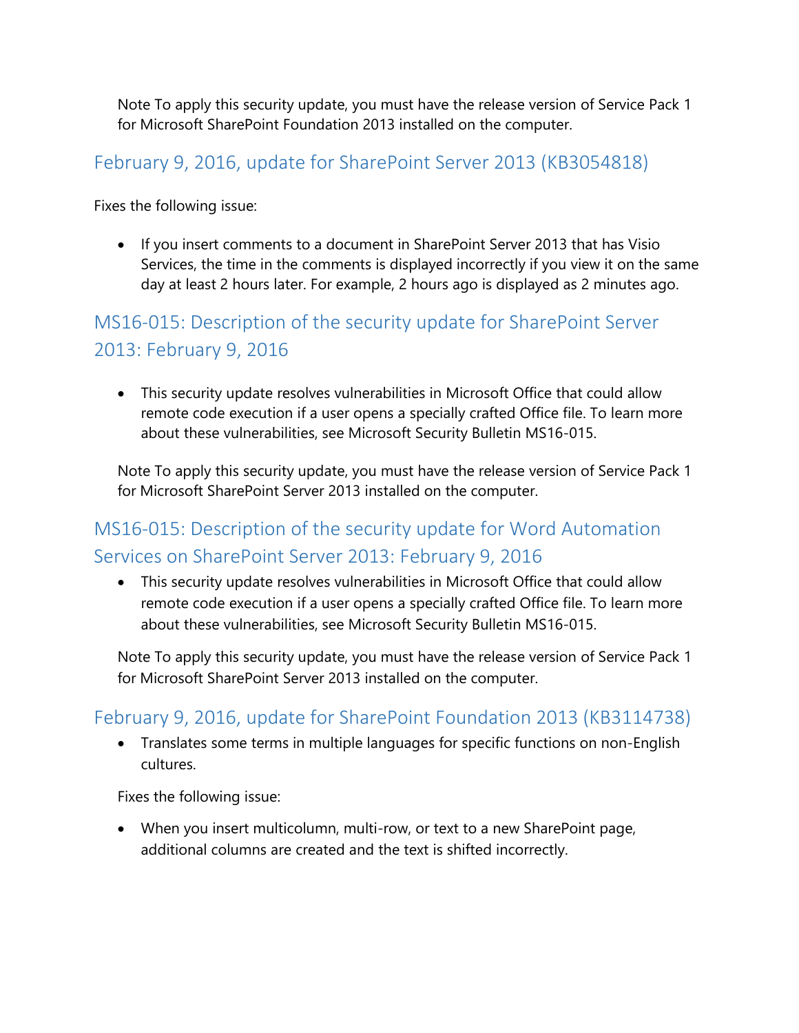Note To apply this security update, you must have the release version of Service Pack 1 for Microsoft SharePoint Foundation 2013 installed on the computer.

## February 9, 2016, update for SharePoint Server 2013 (KB3054818)

Fixes the following issue:

- If you insert comments to a document in SharePoint Server 2013 that has Visio Services, the time in the comments is displayed incorrectly if you view it on the same day at least 2 hours later. For example, 2 hours ago is displayed as 2 minutes ago.

## MS16-015: Description of the security update for SharePoint Server 2013: February 9, 2016

- This security update resolves vulnerabilities in Microsoft Office that could allow remote code execution if a user opens a specially crafted Office file. To learn more about these vulnerabilities, see Microsoft Security Bulletin MS16-015.

Note To apply this security update, you must have the release version of Service Pack 1 for Microsoft SharePoint Server 2013 installed on the computer.

## MS16-015: Description of the security update for Word Automation Services on SharePoint Server 2013: February 9, 2016

- This security update resolves vulnerabilities in Microsoft Office that could allow remote code execution if a user opens a specially crafted Office file. To learn more about these vulnerabilities, see Microsoft Security Bulletin MS16-015.

Note To apply this security update, you must have the release version of Service Pack 1 for Microsoft SharePoint Server 2013 installed on the computer.

## February 9, 2016, update for SharePoint Foundation 2013 (KB3114738)

- Translates some terms in multiple languages for specific functions on non-English cultures.

Fixes the following issue:

- When you insert multicolumn, multi-row, or text to a new SharePoint page, additional columns are created and the text is shifted incorrectly.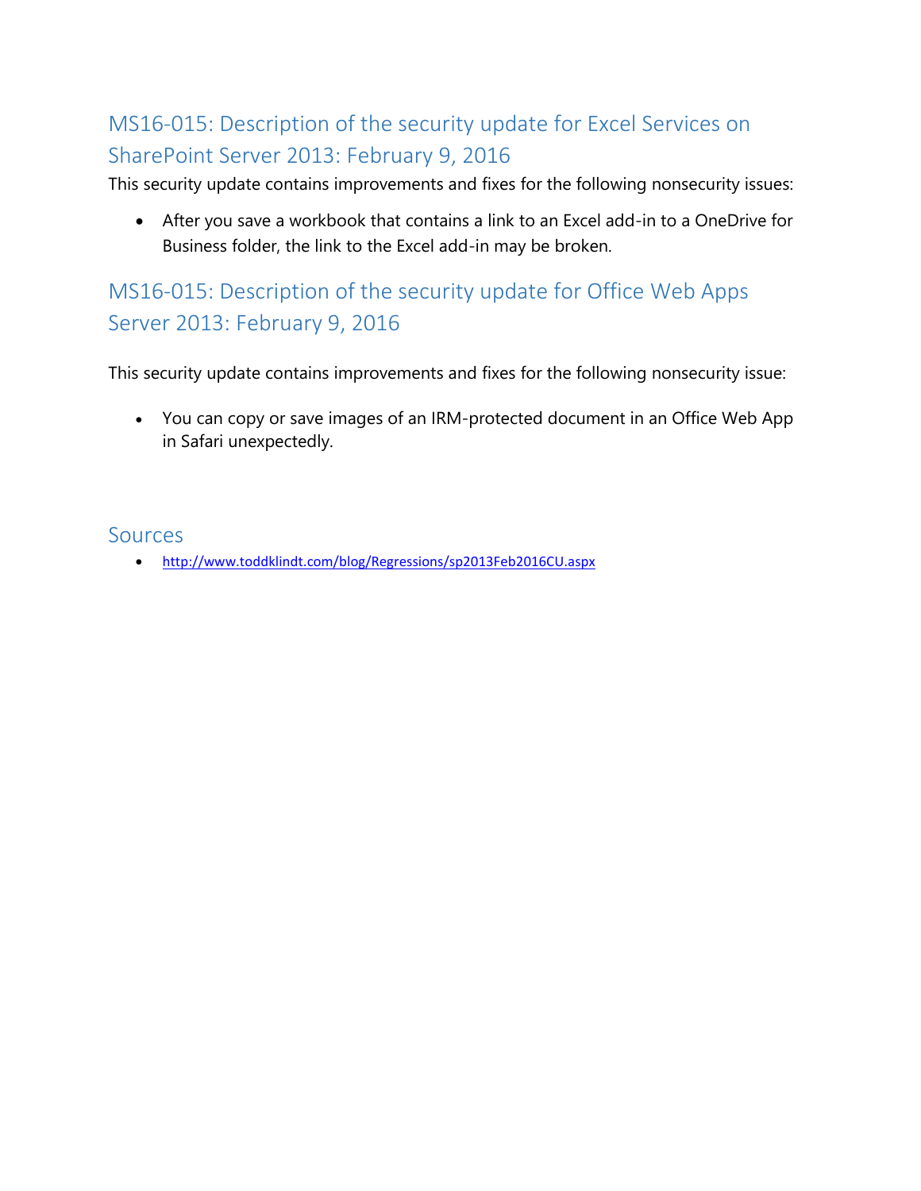## MS16-015: Description of the security update for Excel Services on SharePoint Server 2013: February 9, 2016

This security update contains improvements and fixes for the following nonsecurity issues:

- After you save a workbook that contains a link to an Excel add-in to a OneDrive for Business folder, the link to the Excel add-in may be broken.

## MS16-015: Description of the security update for Office Web Apps Server 2013: February 9, 2016

This security update contains improvements and fixes for the following nonsecurity issue:

- You can copy or save images of an IRM-protected document in an Office Web App in Safari unexpectedly.

## Sources

- http://www.toddklindt.com/blog/Regressions/sp2013Feb2016CU.aspx